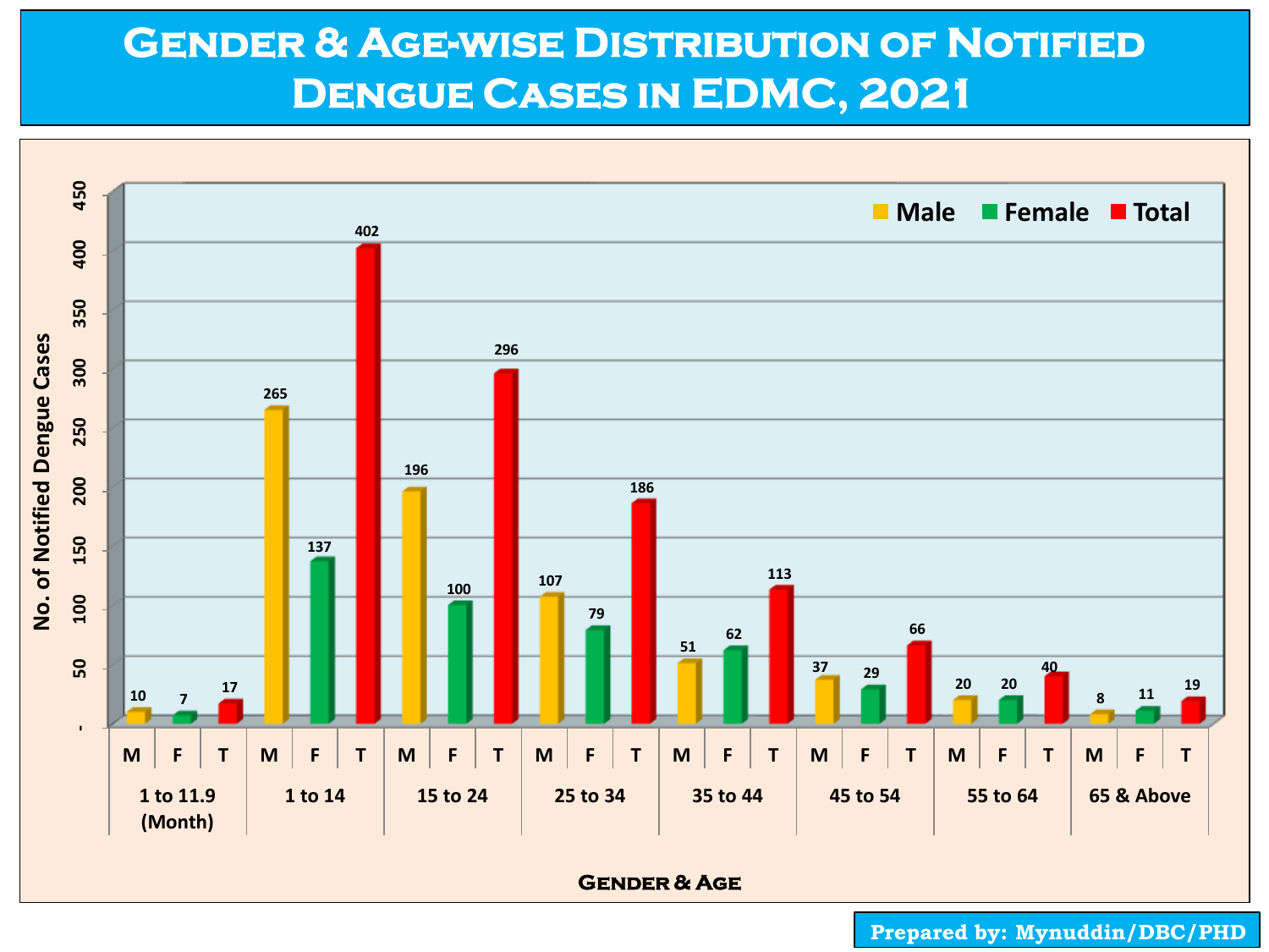# Gender & Age-wise Distribution of Notified Dengue Cases in EDMC, 2021

| Age Group | Male | Female | Total |
|---|---|---|---|
| 1 to 11.9 (Month) | 10 | 7 | 17 |
| 1 to 14 | 265 | 137 | 402 |
| 15 to 24 | 196 | 100 | 296 |
| 25 to 34 | 107 | 79 | 186 |
| 35 to 44 | 51 | 62 | 113 |
| 45 to 54 | 37 | 29 | 66 |
| 55 to 64 | 20 | 20 | 40 |
| 65 & Above | 8 | 11 | 19 |

No. of Notified Dengue Cases

Gender & Age

Prepared by: Mynuddin/DBC/PHD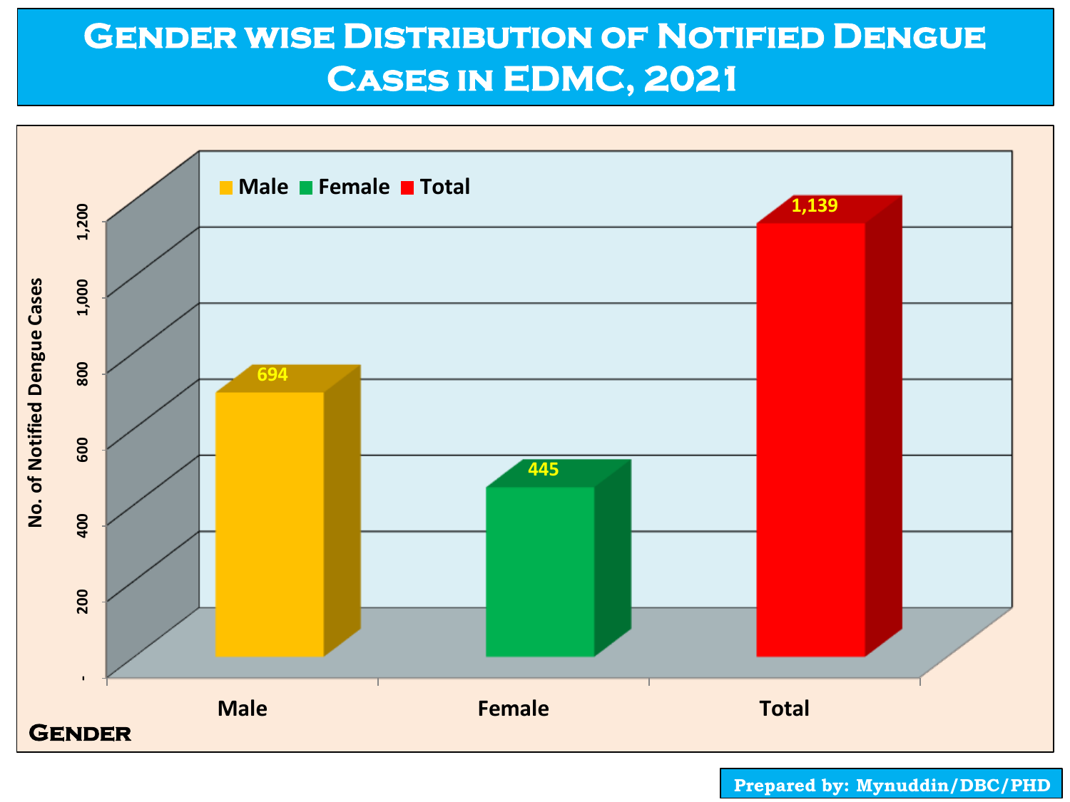# Gender wise Distribution of Notified Dengue Cases in EDMC, 2021

| Gender | No. of Notified Dengue Cases |
| --- | --- |
| Male | 694 |
| Female | 445 |
| Total | 1,139 |

Prepared by: Mynuddin/DBC/PHD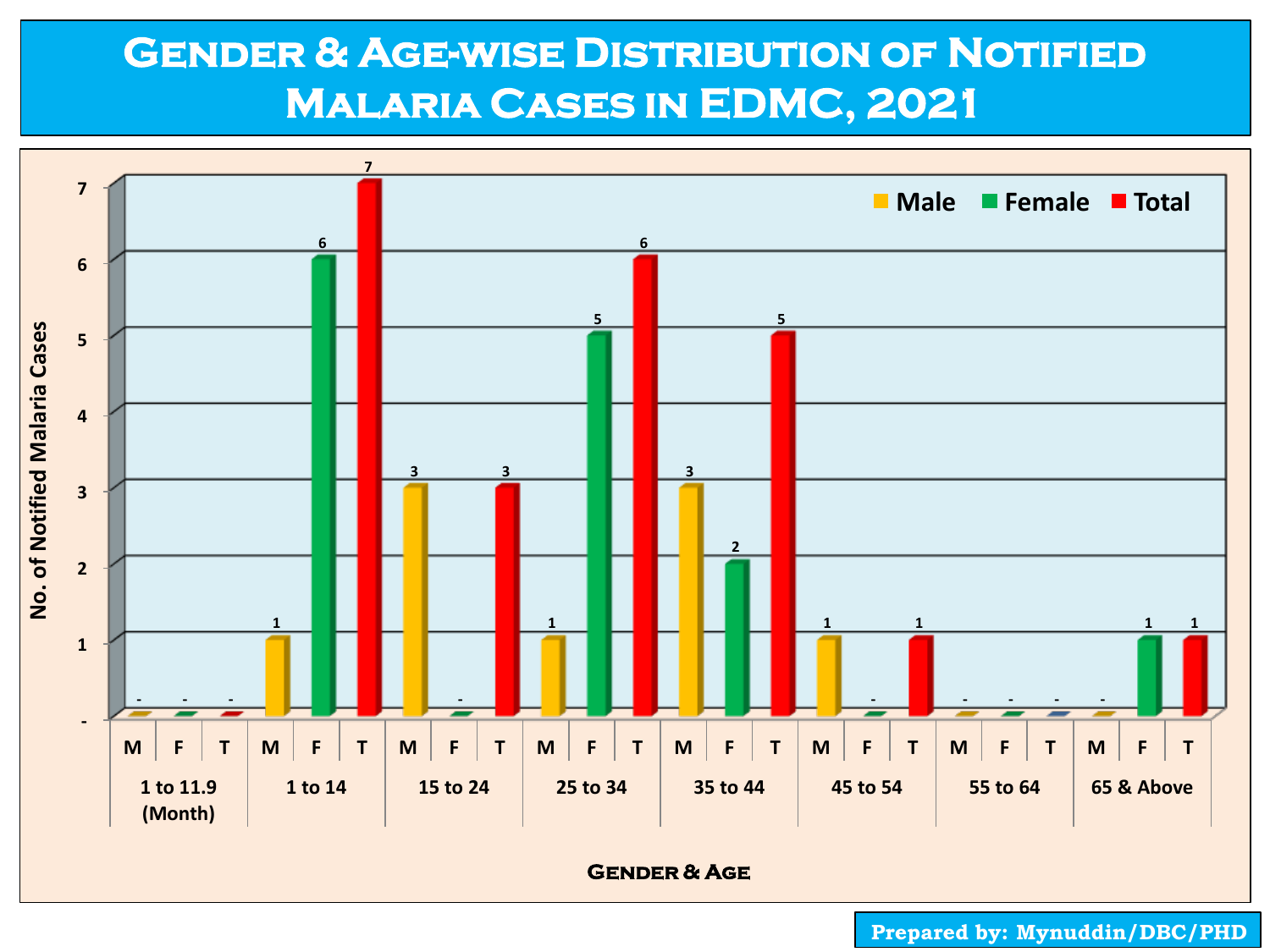# Gender & Age-wise Distribution of Notified Malaria Cases in EDMC, 2021

| Age Group | Male | Female | Total |
|---|---|---|---|
| 1 to 11.9 (Month) | - | - | - |
| 1 to 14 | 1 | 6 | 7 |
| 15 to 24 | 3 | - | 3 |
| 25 to 34 | 1 | 5 | 6 |
| 35 to 44 | 3 | 2 | 5 |
| 45 to 54 | 1 | - | 1 |
| 55 to 64 | - | - | - |
| 65 & Above | - | 1 | 1 |

Y-axis: No. of Notified Malaria Cases

X-axis: Gender & Age

Prepared by: Mynuddin/DBC/PHD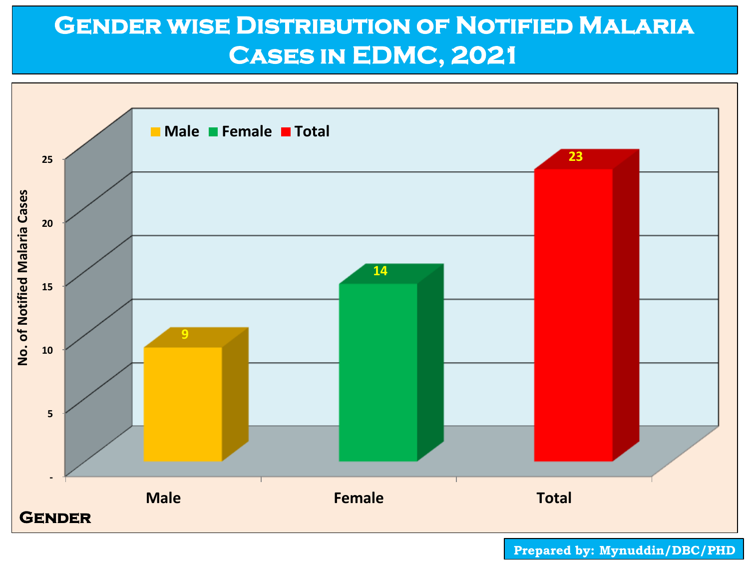# Gender wise Distribution of Notified Malaria Cases in EDMC, 2021

Male Female Total

25
20
15
10
5
-

No. of Notified Malaria Cases

9
14
23

Male
Female
Total

Gender

Prepared by: Mynuddin/DBC/PHD